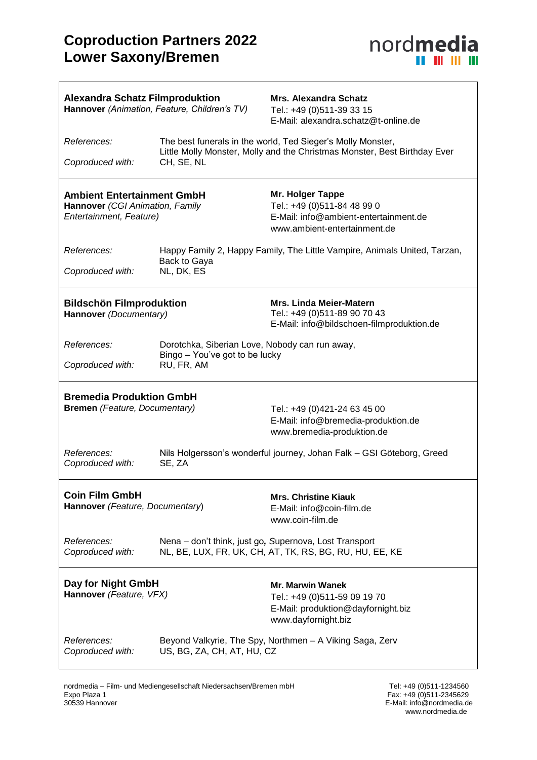# Coproduction Partners 2022
# Lower Saxony/Bremen

nordmedia

---

**Alexandra Schatz Filmproduktion**
**Hannover** *(Animation, Feature, Children's TV)*

**Mrs. Alexandra Schatz**
Tel.: +49 (0)511-39 33 15
E-Mail: alexandra.schatz@t-online.de

*References:* The best funerals in the world, Ted Sieger's Molly Monster, Little Molly Monster, Molly and the Christmas Monster, Best Birthday Ever
*Coproduced with:* CH, SE, NL

---

**Ambient Entertainment GmbH**
**Hannover** *(CGI Animation, Family Entertainment, Feature)*

**Mr. Holger Tappe**
Tel.: +49 (0)511-84 48 99 0
E-Mail: info@ambient-entertainment.de
www.ambient-entertainment.de

*References:* Happy Family 2, Happy Family, The Little Vampire, Animals United, Tarzan, Back to Gaya
*Coproduced with:* NL, DK, ES

---

**Bildschön Filmproduktion**
**Hannover** *(Documentary)*

**Mrs. Linda Meier-Matern**
Tel.: +49 (0)511-89 90 70 43
E-Mail: info@bildschoen-filmproduktion.de

*References:* Dorotchka, Siberian Love, Nobody can run away, Bingo – You've got to be lucky
*Coproduced with:* RU, FR, AM

---

**Bremedia Produktion GmbH**
**Bremen** *(Feature, Documentary)*

Tel.: +49 (0)421-24 63 45 00
E-Mail: info@bremedia-produktion.de
www.bremedia-produktion.de

*References:* Nils Holgersson's wonderful journey, Johan Falk – GSI Göteborg, Greed
*Coproduced with:* SE, ZA

---

**Coin Film GmbH**
**Hannover** *(Feature, Documentary)*

**Mrs. Christine Kiauk**
E-Mail: info@coin-film.de
www.coin-film.de

*References:* Nena – don't think, just go*, S*upernova, Lost Transport
*Coproduced with:* NL, BE, LUX, FR, UK, CH, AT, TK, RS, BG, RU, HU, EE, KE

---

**Day for Night GmbH**
**Hannover** *(Feature, VFX)*

**Mr. Marwin Wanek**
Tel.: +49 (0)511-59 09 19 70
E-Mail: produktion@dayfornight.biz
www.dayfornight.biz

*References:* Beyond Valkyrie, The Spy, Northmen – A Viking Saga, Zerv
*Coproduced with:* US, BG, ZA, CH, AT, HU, CZ

---

nordmedia – Film- und Mediengesellschaft Niedersachsen/Bremen mbH
Expo Plaza 1
30539 Hannover

Tel: +49 (0)511-1234560
Fax: +49 (0)511-2345629
E-Mail: info@nordmedia.de
www.nordmedia.de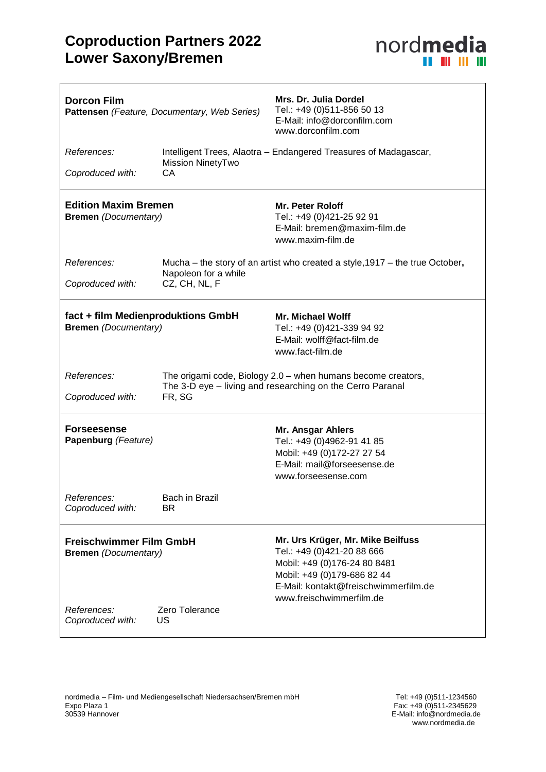# Coproduction Partners 2022
## Lower Saxony/Bremen

nordmedia

---

**Dorcon Film**
**Pattensen** *(Feature, Documentary, Web Series)*

**Mrs. Dr. Julia Dordel**
Tel.: +49 (0)511-856 50 13
E-Mail: info@dorconfilm.com
www.dorconfilm.com

*References:* Intelligent Trees, Alaotra – Endangered Treasures of Madagascar, Mission NinetyTwo
*Coproduced with:* CA

---

**Edition Maxim Bremen**
**Bremen** *(Documentary)*

**Mr. Peter Roloff**
Tel.: +49 (0)421-25 92 91
E-Mail: bremen@maxim-film.de
www.maxim-film.de

*References:* Mucha – the story of an artist who created a style,1917 – the true October**,** Napoleon for a while
*Coproduced with:* CZ, CH, NL, F

---

**fact + film Medienproduktions GmbH**
**Bremen** *(Documentary)*

**Mr. Michael Wolff**
Tel.: +49 (0)421-339 94 92
E-Mail: wolff@fact-film.de
www.fact-film.de

*References:* The origami code, Biology 2.0 – when humans become creators, The 3-D eye – living and researching on the Cerro Paranal
*Coproduced with:* FR, SG

---

**Forseesense**
**Papenburg** *(Feature)*

**Mr. Ansgar Ahlers**
Tel.: +49 (0)4962-91 41 85
Mobil: +49 (0)172-27 27 54
E-Mail: mail@forseesense.de
www.forseesense.com

*References:* Bach in Brazil
*Coproduced with:* BR

---

**Freischwimmer Film GmbH**
**Bremen** *(Documentary)*

**Mr. Urs Krüger, Mr. Mike Beilfuss**
Tel.: +49 (0)421-20 88 666
Mobil: +49 (0)176-24 80 8481
Mobil: +49 (0)179-686 82 44
E-Mail: kontakt@freischwimmerfilm.de
www.freischwimmerfilm.de

*References:* Zero Tolerance
*Coproduced with:* US

---

nordmedia – Film- und Mediengesellschaft Niedersachsen/Bremen mbH
Expo Plaza 1
30539 Hannover

Tel: +49 (0)511-1234560
Fax: +49 (0)511-2345629
E-Mail: info@nordmedia.de
www.nordmedia.de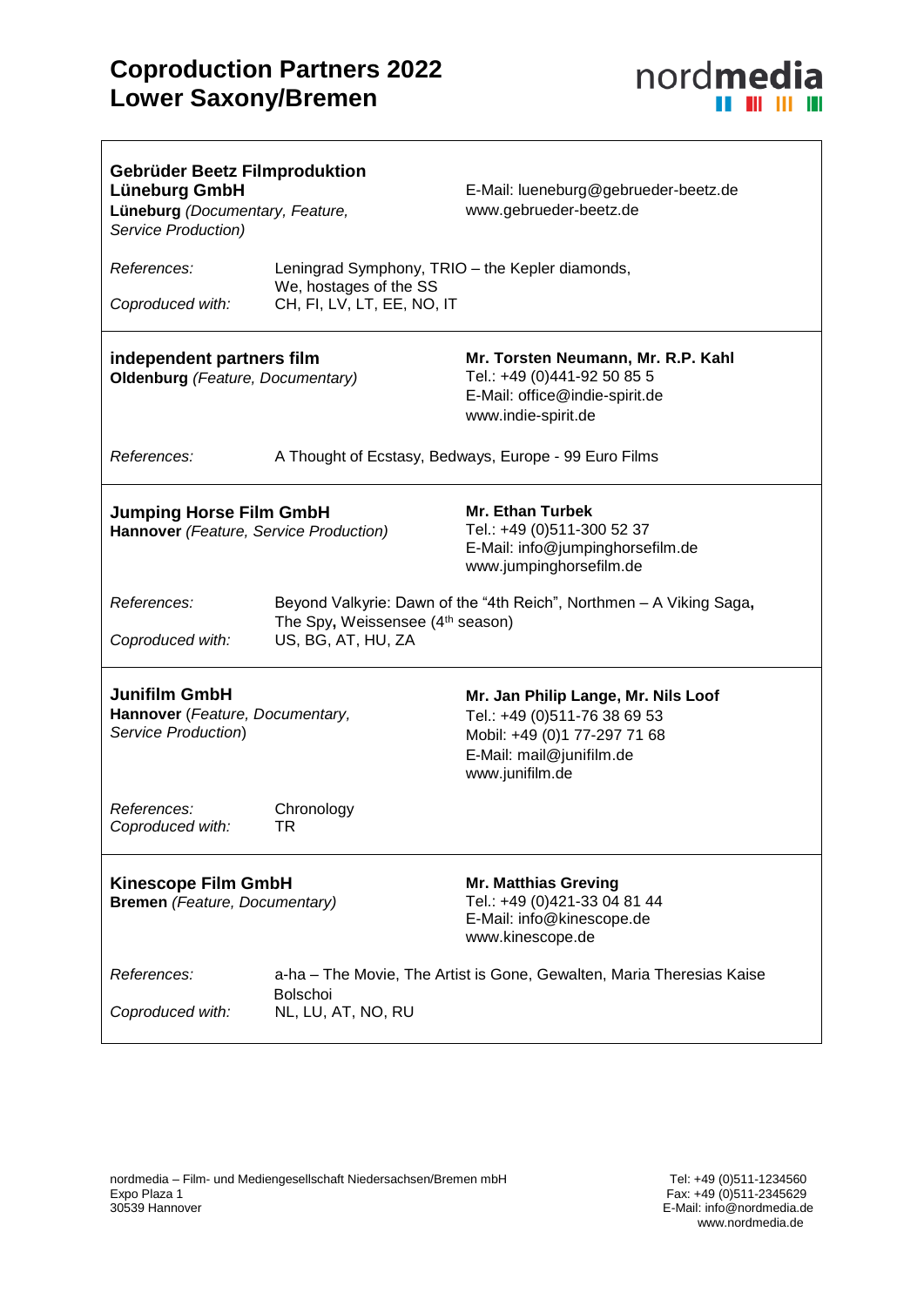# Coproduction Partners 2022
# Lower Saxony/Bremen

---

**Gebrüder Beetz Filmproduktion Lüneburg GmbH**
**Lüneburg** *(Documentary, Feature, Service Production)*

E-Mail: lueneburg@gebrueder-beetz.de
www.gebrueder-beetz.de

*References:* Leningrad Symphony, TRIO – the Kepler diamonds, We, hostages of the SS
*Coproduced with:* CH, FI, LV, LT, EE, NO, IT

---

**independent partners film**
**Oldenburg** *(Feature, Documentary)*

**Mr. Torsten Neumann, Mr. R.P. Kahl**
Tel.: +49 (0)441-92 50 85 5
E-Mail: office@indie-spirit.de
www.indie-spirit.de

*References:* A Thought of Ecstasy, Bedways, Europe - 99 Euro Films

---

**Jumping Horse Film GmbH**
**Hannover** *(Feature, Service Production)*

**Mr. Ethan Turbek**
Tel.: +49 (0)511-300 52 37
E-Mail: info@jumpinghorsefilm.de
www.jumpinghorsefilm.de

*References:* Beyond Valkyrie: Dawn of the "4th Reich", Northmen – A Viking Saga**,** The Spy**,** Weissensee (4th season)
*Coproduced with:* US, BG, AT, HU, ZA

---

**Junifilm GmbH**
**Hannover** (*Feature, Documentary, Service Production*)

**Mr. Jan Philip Lange, Mr. Nils Loof**
Tel.: +49 (0)511-76 38 69 53
Mobil: +49 (0)1 77-297 71 68
E-Mail: mail@junifilm.de
www.junifilm.de

*References:* Chronology
*Coproduced with:* TR

---

**Kinescope Film GmbH**
**Bremen** *(Feature, Documentary)*

**Mr. Matthias Greving**
Tel.: +49 (0)421-33 04 81 44
E-Mail: info@kinescope.de
www.kinescope.de

*References:* a-ha – The Movie, The Artist is Gone, Gewalten, Maria Theresias Kaise Bolschoi
*Coproduced with:* NL, LU, AT, NO, RU

---

nordmedia – Film- und Mediengesellschaft Niedersachsen/Bremen mbH
Expo Plaza 1
30539 Hannover

Tel: +49 (0)511-1234560
Fax: +49 (0)511-2345629
E-Mail: info@nordmedia.de
www.nordmedia.de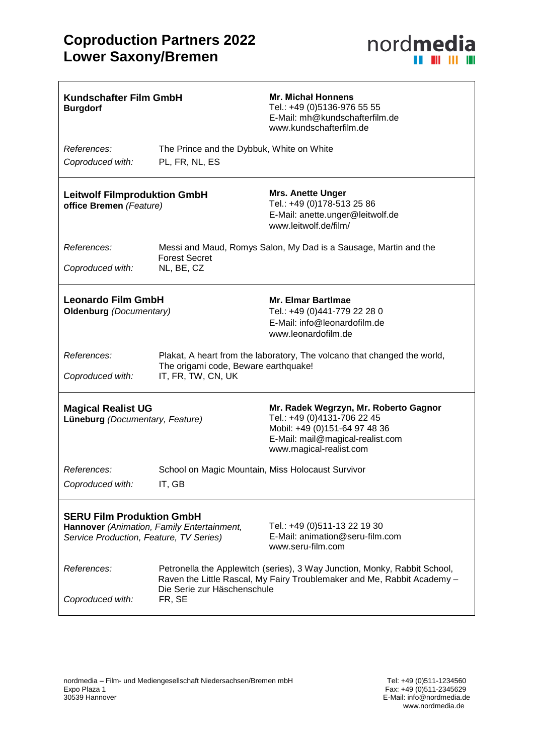# Coproduction Partners 2022 Lower Saxony/Bremen

nordmedia

---

**Kundschafter Film GmbH**
**Burgdorf**

**Mr. Michał Honnens**
Tel.: +49 (0)5136-976 55 55
E-Mail: mh@kundschafterfilm.de
www.kundschafterfilm.de

*References:* The Prince and the Dybbuk, White on White

*Coproduced with:* PL, FR, NL, ES

---

**Leitwolf Filmproduktion GmbH**
**office Bremen** *(Feature)*

**Mrs. Anette Unger**
Tel.: +49 (0)178-513 25 86
E-Mail: anette.unger@leitwolf.de
www.leitwolf.de/film/

*References:* Messi and Maud, Romys Salon, My Dad is a Sausage, Martin and the Forest Secret

*Coproduced with:* NL, BE, CZ

---

**Leonardo Film GmbH**
**Oldenburg** *(Documentary)*

**Mr. Elmar Bartlmae**
Tel.: +49 (0)441-779 22 28 0
E-Mail: info@leonardofilm.de
www.leonardofilm.de

*References:* Plakat, A heart from the laboratory, The volcano that changed the world, The origami code, Beware earthquake!

*Coproduced with:* IT, FR, TW, CN, UK

---

**Magical Realist UG**
**Lüneburg** *(Documentary, Feature)*

**Mr. Radek Wegrzyn, Mr. Roberto Gagnor**
Tel.: +49 (0)4131-706 22 45
Mobil: +49 (0)151-64 97 48 36
E-Mail: mail@magical-realist.com
www.magical-realist.com

*References:* School on Magic Mountain, Miss Holocaust Survivor

*Coproduced with:* IT, GB

---

**SERU Film Produktion GmbH**
**Hannover** *(Animation, Family Entertainment, Service Production, Feature, TV Series)*

Tel.: +49 (0)511-13 22 19 30
E-Mail: animation@seru-film.com
www.seru-film.com

*References:* Petronella the Applewitch (series), 3 Way Junction, Monky, Rabbit School, Raven the Little Rascal, My Fairy Troublemaker and Me, Rabbit Academy – Die Serie zur Häschenschule

*Coproduced with:* FR, SE

---

nordmedia – Film- und Mediengesellschaft Niedersachsen/Bremen mbH
Expo Plaza 1
30539 Hannover

Tel: +49 (0)511-1234560
Fax: +49 (0)511-2345629
E-Mail: info@nordmedia.de
www.nordmedia.de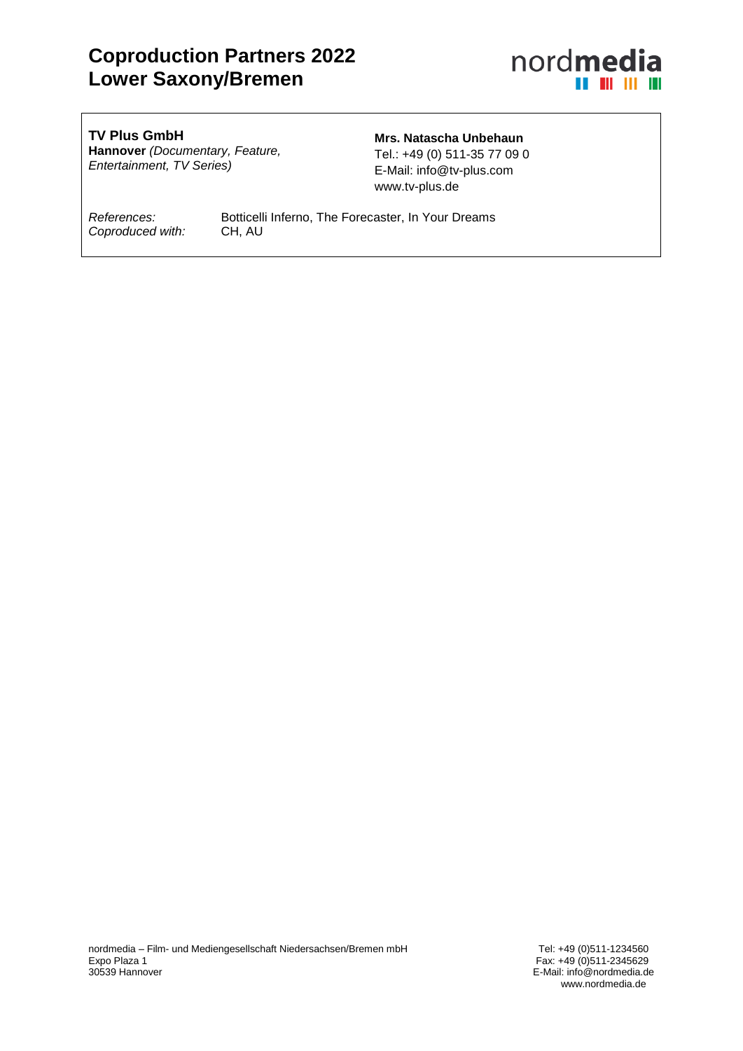# Coproduction Partners 2022
# Lower Saxony/Bremen

**TV Plus GmbH**
**Hannover** *(Documentary, Feature, Entertainment, TV Series)*

**Mrs. Natascha Unbehaun**
Tel.: +49 (0) 511-35 77 09 0
E-Mail: info@tv-plus.com
www.tv-plus.de

| | |
|---|---|
| *References:* | Botticelli Inferno, The Forecaster, In Your Dreams |
| *Coproduced with:* | CH, AU |

nordmedia – Film- und Mediengesellschaft Niedersachsen/Bremen mbH
Expo Plaza 1
30539 Hannover

Tel: +49 (0)511-1234560
Fax: +49 (0)511-2345629
E-Mail: info@nordmedia.de
www.nordmedia.de